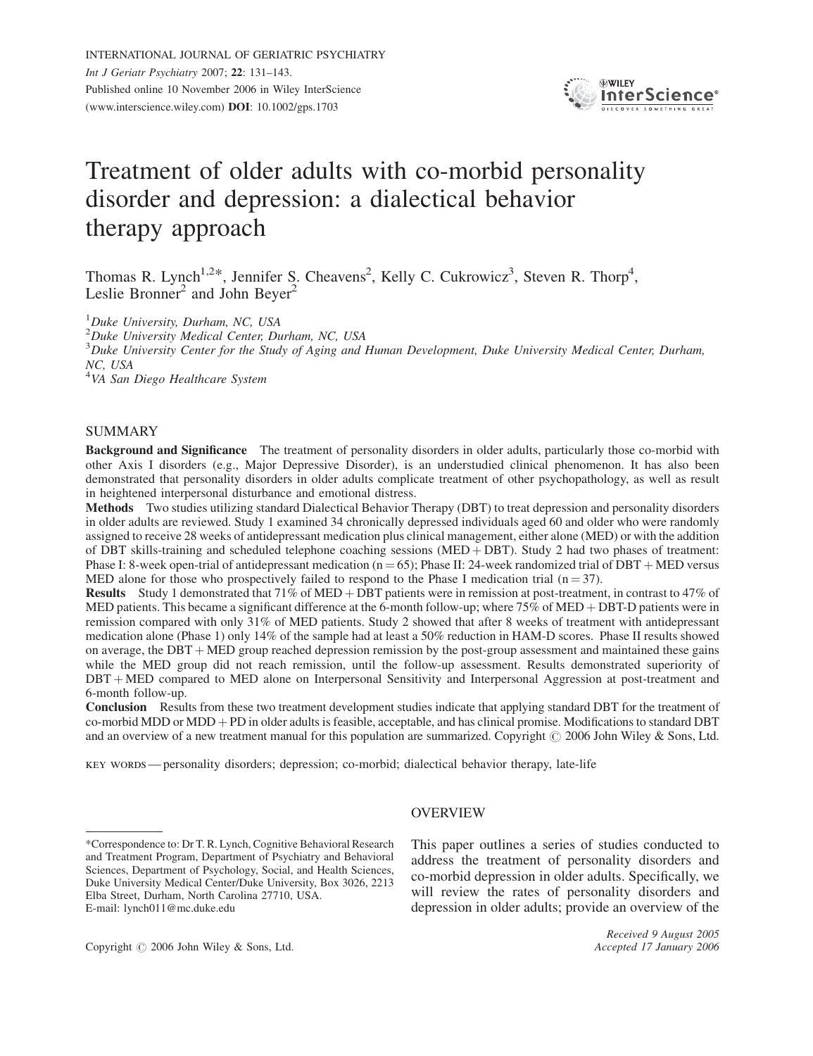# Treatment of older adults with co-morbid personality disorder and depression: a dialectical behavior therapy approach

Thomas R. Lynch[1,2]*, Jennifer S. Cheavens[2], Kelly C. Cukrowicz[3], Steven R. Thorp[4], Leslie Bronner[2] and John Beyer[2]

[1]*Duke University, Durham, NC, USA*
[2]*Duke University Medical Center, Durham, NC, USA*
[3]*Duke University Center for the Study of Aging and Human Development, Duke University Medical Center, Durham, NC, USA*
[4]*VA San Diego Healthcare System*

## SUMMARY

**Background and Significance** The treatment of personality disorders in older adults, particularly those co-morbid with other Axis I disorders (e.g., Major Depressive Disorder), is an understudied clinical phenomenon. It has also been demonstrated that personality disorders in older adults complicate treatment of other psychopathology, as well as result in heightened interpersonal disturbance and emotional distress.

**Methods** Two studies utilizing standard Dialectical Behavior Therapy (DBT) to treat depression and personality disorders in older adults are reviewed. Study 1 examined 34 chronically depressed individuals aged 60 and older who were randomly assigned to receive 28 weeks of antidepressant medication plus clinical management, either alone (MED) or with the addition of DBT skills-training and scheduled telephone coaching sessions (MED + DBT). Study 2 had two phases of treatment: Phase I: 8-week open-trial of antidepressant medication (n = 65); Phase II: 24-week randomized trial of DBT + MED versus MED alone for those who prospectively failed to respond to the Phase I medication trial (n = 37).

**Results** Study 1 demonstrated that 71% of MED + DBT patients were in remission at post-treatment, in contrast to 47% of MED patients. This became a significant difference at the 6-month follow-up; where 75% of MED + DBT-D patients were in remission compared with only 31% of MED patients. Study 2 showed that after 8 weeks of treatment with antidepressant medication alone (Phase 1) only 14% of the sample had at least a 50% reduction in HAM-D scores. Phase II results showed on average, the DBT + MED group reached depression remission by the post-group assessment and maintained these gains while the MED group did not reach remission, until the follow-up assessment. Results demonstrated superiority of DBT + MED compared to MED alone on Interpersonal Sensitivity and Interpersonal Aggression at post-treatment and 6-month follow-up.

**Conclusion** Results from these two treatment development studies indicate that applying standard DBT for the treatment of co-morbid MDD or MDD + PD in older adults is feasible, acceptable, and has clinical promise. Modifications to standard DBT and an overview of a new treatment manual for this population are summarized. Copyright © 2006 John Wiley & Sons, Ltd.

KEY WORDS — personality disorders; depression; co-morbid; dialectical behavior therapy, late-life

## OVERVIEW

This paper outlines a series of studies conducted to address the treatment of personality disorders and co-morbid depression in older adults. Specifically, we will review the rates of personality disorders and depression in older adults; provide an overview of the

*Correspondence to: Dr T. R. Lynch, Cognitive Behavioral Research and Treatment Program, Department of Psychiatry and Behavioral Sciences, Department of Psychology, Social, and Health Sciences, Duke University Medical Center/Duke University, Box 3026, 2213 Elba Street, Durham, North Carolina 27710, USA. E-mail: lynch011@mc.duke.edu

*Received 9 August 2005*
*Accepted 17 January 2006*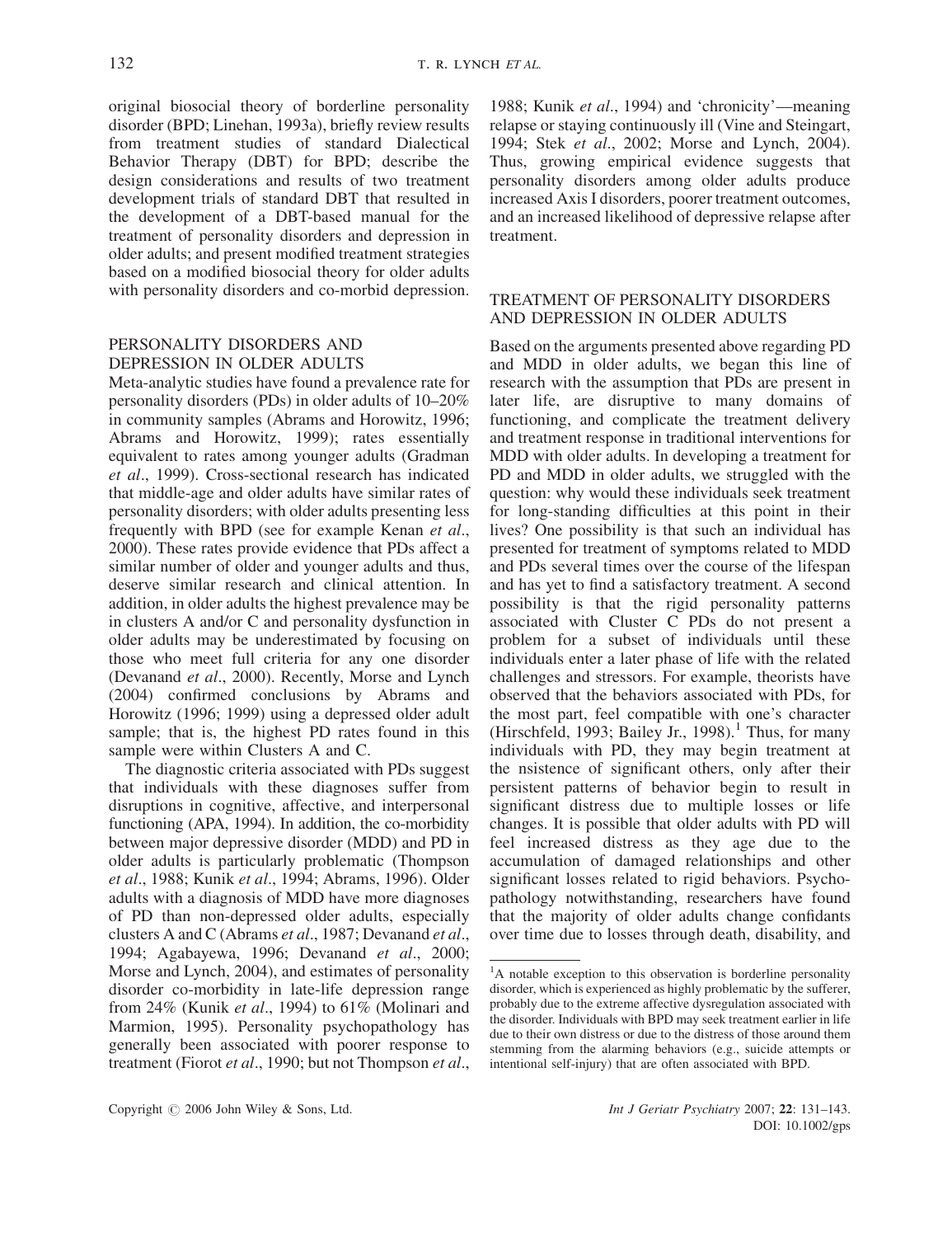original biosocial theory of borderline personality disorder (BPD; Linehan, 1993a), briefly review results from treatment studies of standard Dialectical Behavior Therapy (DBT) for BPD; describe the design considerations and results of two treatment development trials of standard DBT that resulted in the development of a DBT-based manual for the treatment of personality disorders and depression in older adults; and present modified treatment strategies based on a modified biosocial theory for older adults with personality disorders and co-morbid depression.

## PERSONALITY DISORDERS AND DEPRESSION IN OLDER ADULTS

Meta-analytic studies have found a prevalence rate for personality disorders (PDs) in older adults of 10–20% in community samples (Abrams and Horowitz, 1996; Abrams and Horowitz, 1999); rates essentially equivalent to rates among younger adults (Gradman *et al*., 1999). Cross-sectional research has indicated that middle-age and older adults have similar rates of personality disorders; with older adults presenting less frequently with BPD (see for example Kenan *et al*., 2000). These rates provide evidence that PDs affect a similar number of older and younger adults and thus, deserve similar research and clinical attention. In addition, in older adults the highest prevalence may be in clusters A and/or C and personality dysfunction in older adults may be underestimated by focusing on those who meet full criteria for any one disorder (Devanand *et al*., 2000). Recently, Morse and Lynch (2004) confirmed conclusions by Abrams and Horowitz (1996; 1999) using a depressed older adult sample; that is, the highest PD rates found in this sample were within Clusters A and C.

The diagnostic criteria associated with PDs suggest that individuals with these diagnoses suffer from disruptions in cognitive, affective, and interpersonal functioning (APA, 1994). In addition, the co-morbidity between major depressive disorder (MDD) and PD in older adults is particularly problematic (Thompson *et al*., 1988; Kunik *et al*., 1994; Abrams, 1996). Older adults with a diagnosis of MDD have more diagnoses of PD than non-depressed older adults, especially clusters A and C (Abrams *et al*., 1987; Devanand *et al*., 1994; Agabayewa, 1996; Devanand *et al*., 2000; Morse and Lynch, 2004), and estimates of personality disorder co-morbidity in late-life depression range from 24% (Kunik *et al*., 1994) to 61% (Molinari and Marmion, 1995). Personality psychopathology has generally been associated with poorer response to treatment (Fiorot *et al*., 1990; but not Thompson *et al*., 1988; Kunik *et al*., 1994) and 'chronicity'—meaning relapse or staying continuously ill (Vine and Steingart, 1994; Stek *et al*., 2002; Morse and Lynch, 2004). Thus, growing empirical evidence suggests that personality disorders among older adults produce increased Axis I disorders, poorer treatment outcomes, and an increased likelihood of depressive relapse after treatment.

## TREATMENT OF PERSONALITY DISORDERS AND DEPRESSION IN OLDER ADULTS

Based on the arguments presented above regarding PD and MDD in older adults, we began this line of research with the assumption that PDs are present in later life, are disruptive to many domains of functioning, and complicate the treatment delivery and treatment response in traditional interventions for MDD with older adults. In developing a treatment for PD and MDD in older adults, we struggled with the question: why would these individuals seek treatment for long-standing difficulties at this point in their lives? One possibility is that such an individual has presented for treatment of symptoms related to MDD and PDs several times over the course of the lifespan and has yet to find a satisfactory treatment. A second possibility is that the rigid personality patterns associated with Cluster C PDs do not present a problem for a subset of individuals until these individuals enter a later phase of life with the related challenges and stressors. For example, theorists have observed that the behaviors associated with PDs, for the most part, feel compatible with one's character (Hirschfeld, 1993; Bailey Jr., 1998).[1] Thus, for many individuals with PD, they may begin treatment at the nsistence of significant others, only after their persistent patterns of behavior begin to result in significant distress due to multiple losses or life changes. It is possible that older adults with PD will feel increased distress as they age due to the accumulation of damaged relationships and other significant losses related to rigid behaviors. Psychopathology notwithstanding, researchers have found that the majority of older adults change confidants over time due to losses through death, disability, and

[1] A notable exception to this observation is borderline personality disorder, which is experienced as highly problematic by the sufferer, probably due to the extreme affective dysregulation associated with the disorder. Individuals with BPD may seek treatment earlier in life due to their own distress or due to the distress of those around them stemming from the alarming behaviors (e.g., suicide attempts or intentional self-injury) that are often associated with BPD.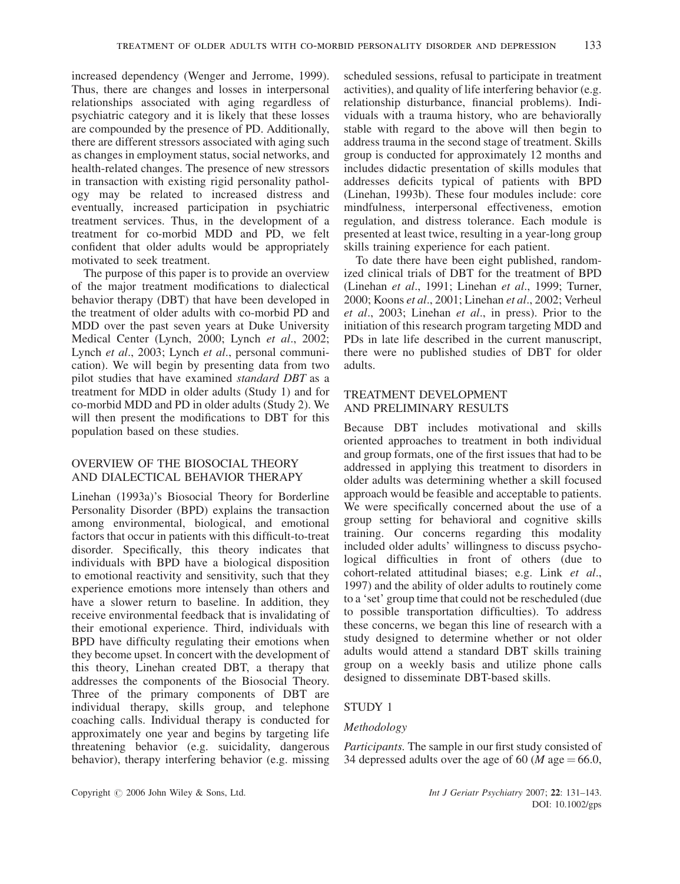increased dependency (Wenger and Jerrome, 1999). Thus, there are changes and losses in interpersonal relationships associated with aging regardless of psychiatric category and it is likely that these losses are compounded by the presence of PD. Additionally, there are different stressors associated with aging such as changes in employment status, social networks, and health-related changes. The presence of new stressors in transaction with existing rigid personality pathology may be related to increased distress and eventually, increased participation in psychiatric treatment services. Thus, in the development of a treatment for co-morbid MDD and PD, we felt confident that older adults would be appropriately motivated to seek treatment.

The purpose of this paper is to provide an overview of the major treatment modifications to dialectical behavior therapy (DBT) that have been developed in the treatment of older adults with co-morbid PD and MDD over the past seven years at Duke University Medical Center (Lynch, 2000; Lynch *et al*., 2002; Lynch *et al*., 2003; Lynch *et al*., personal communication). We will begin by presenting data from two pilot studies that have examined *standard DBT* as a treatment for MDD in older adults (Study 1) and for co-morbid MDD and PD in older adults (Study 2). We will then present the modifications to DBT for this population based on these studies.

## OVERVIEW OF THE BIOSOCIAL THEORY AND DIALECTICAL BEHAVIOR THERAPY

Linehan (1993a)'s Biosocial Theory for Borderline Personality Disorder (BPD) explains the transaction among environmental, biological, and emotional factors that occur in patients with this difficult-to-treat disorder. Specifically, this theory indicates that individuals with BPD have a biological disposition to emotional reactivity and sensitivity, such that they experience emotions more intensely than others and have a slower return to baseline. In addition, they receive environmental feedback that is invalidating of their emotional experience. Third, individuals with BPD have difficulty regulating their emotions when they become upset. In concert with the development of this theory, Linehan created DBT, a therapy that addresses the components of the Biosocial Theory. Three of the primary components of DBT are individual therapy, skills group, and telephone coaching calls. Individual therapy is conducted for approximately one year and begins by targeting life threatening behavior (e.g. suicidality, dangerous behavior), therapy interfering behavior (e.g. missing scheduled sessions, refusal to participate in treatment activities), and quality of life interfering behavior (e.g. relationship disturbance, financial problems). Individuals with a trauma history, who are behaviorally stable with regard to the above will then begin to address trauma in the second stage of treatment. Skills group is conducted for approximately 12 months and includes didactic presentation of skills modules that addresses deficits typical of patients with BPD (Linehan, 1993b). These four modules include: core mindfulness, interpersonal effectiveness, emotion regulation, and distress tolerance. Each module is presented at least twice, resulting in a year-long group skills training experience for each patient.

To date there have been eight published, randomized clinical trials of DBT for the treatment of BPD (Linehan *et al*., 1991; Linehan *et al*., 1999; Turner, 2000; Koons *et al*., 2001; Linehan *et al*., 2002; Verheul *et al*., 2003; Linehan *et al*., in press). Prior to the initiation of this research program targeting MDD and PDs in late life described in the current manuscript, there were no published studies of DBT for older adults.

## TREATMENT DEVELOPMENT AND PRELIMINARY RESULTS

Because DBT includes motivational and skills oriented approaches to treatment in both individual and group formats, one of the first issues that had to be addressed in applying this treatment to disorders in older adults was determining whether a skill focused approach would be feasible and acceptable to patients. We were specifically concerned about the use of a group setting for behavioral and cognitive skills training. Our concerns regarding this modality included older adults' willingness to discuss psychological difficulties in front of others (due to cohort-related attitudinal biases; e.g. Link *et al*., 1997) and the ability of older adults to routinely come to a 'set' group time that could not be rescheduled (due to possible transportation difficulties). To address these concerns, we began this line of research with a study designed to determine whether or not older adults would attend a standard DBT skills training group on a weekly basis and utilize phone calls designed to disseminate DBT-based skills.

## STUDY 1

### *Methodology*

*Participants.* The sample in our first study consisted of 34 depressed adults over the age of 60 ($M$ age = 66.0,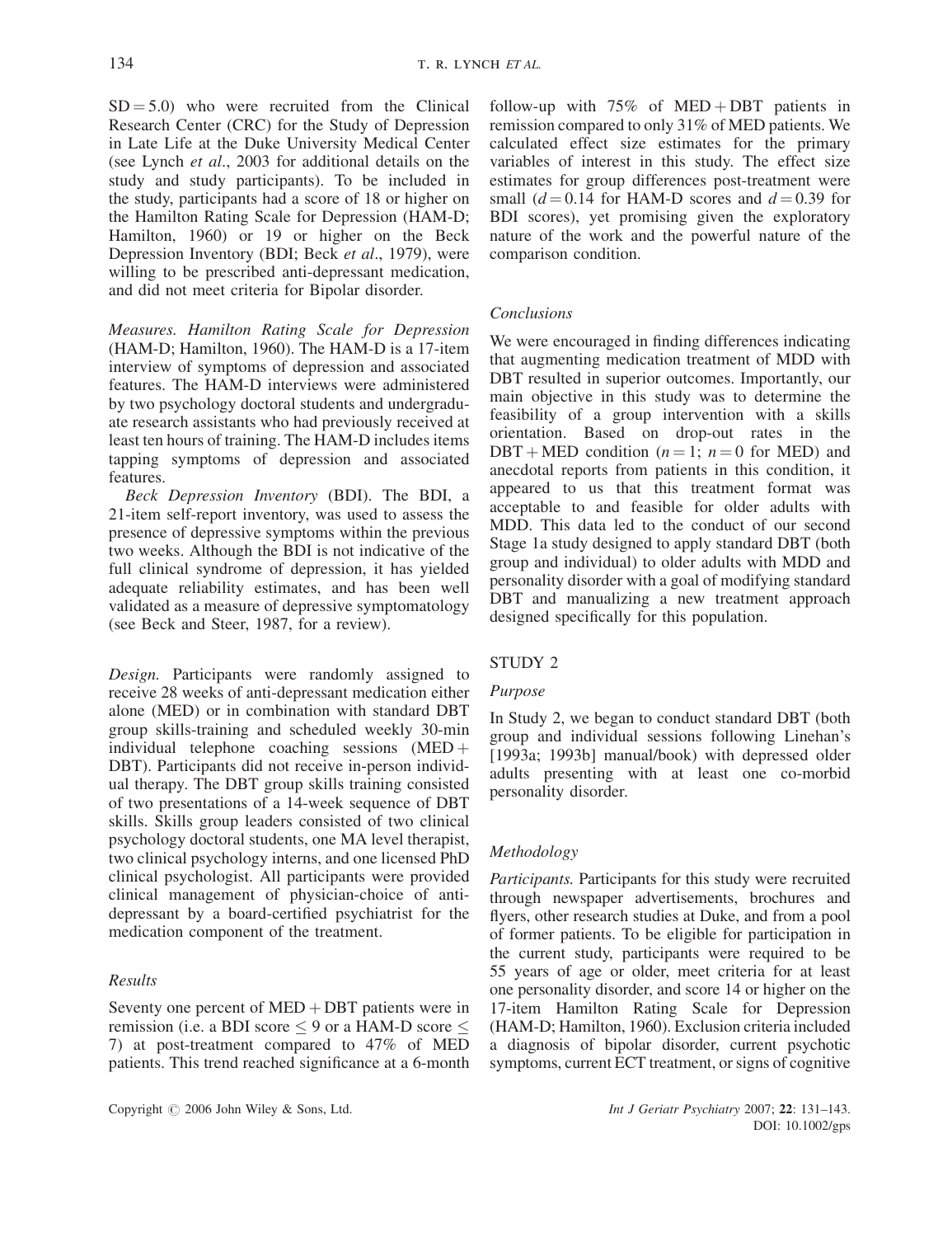SD = 5.0) who were recruited from the Clinical Research Center (CRC) for the Study of Depression in Late Life at the Duke University Medical Center (see Lynch *et al*., 2003 for additional details on the study and study participants). To be included in the study, participants had a score of 18 or higher on the Hamilton Rating Scale for Depression (HAM-D; Hamilton, 1960) or 19 or higher on the Beck Depression Inventory (BDI; Beck *et al*., 1979), were willing to be prescribed anti-depressant medication, and did not meet criteria for Bipolar disorder.

*Measures. Hamilton Rating Scale for Depression* (HAM-D; Hamilton, 1960). The HAM-D is a 17-item interview of symptoms of depression and associated features. The HAM-D interviews were administered by two psychology doctoral students and undergraduate research assistants who had previously received at least ten hours of training. The HAM-D includes items tapping symptoms of depression and associated features.

*Beck Depression Inventory* (BDI). The BDI, a 21-item self-report inventory, was used to assess the presence of depressive symptoms within the previous two weeks. Although the BDI is not indicative of the full clinical syndrome of depression, it has yielded adequate reliability estimates, and has been well validated as a measure of depressive symptomatology (see Beck and Steer, 1987, for a review).

*Design.* Participants were randomly assigned to receive 28 weeks of anti-depressant medication either alone (MED) or in combination with standard DBT group skills-training and scheduled weekly 30-min individual telephone coaching sessions (MED + DBT). Participants did not receive in-person individual therapy. The DBT group skills training consisted of two presentations of a 14-week sequence of DBT skills. Skills group leaders consisted of two clinical psychology doctoral students, one MA level therapist, two clinical psychology interns, and one licensed PhD clinical psychologist. All participants were provided clinical management of physician-choice of anti-depressant by a board-certified psychiatrist for the medication component of the treatment.

### *Results*

Seventy one percent of MED + DBT patients were in remission (i.e. a BDI score $\leq 9$ or a HAM-D score $\leq 7$) at post-treatment compared to 47% of MED patients. This trend reached significance at a 6-month follow-up with 75% of MED + DBT patients in remission compared to only 31% of MED patients. We calculated effect size estimates for the primary variables of interest in this study. The effect size estimates for group differences post-treatment were small ($d = 0.14$ for HAM-D scores and $d = 0.39$ for BDI scores), yet promising given the exploratory nature of the work and the powerful nature of the comparison condition.

### *Conclusions*

We were encouraged in finding differences indicating that augmenting medication treatment of MDD with DBT resulted in superior outcomes. Importantly, our main objective in this study was to determine the feasibility of a group intervention with a skills orientation. Based on drop-out rates in the DBT + MED condition ($n = 1$; $n = 0$ for MED) and anecdotal reports from patients in this condition, it appeared to us that this treatment format was acceptable to and feasible for older adults with MDD. This data led to the conduct of our second Stage 1a study designed to apply standard DBT (both group and individual) to older adults with MDD and personality disorder with a goal of modifying standard DBT and manualizing a new treatment approach designed specifically for this population.

## STUDY 2

### *Purpose*

In Study 2, we began to conduct standard DBT (both group and individual sessions following Linehan's [1993a; 1993b] manual/book) with depressed older adults presenting with at least one co-morbid personality disorder.

### *Methodology*

*Participants.* Participants for this study were recruited through newspaper advertisements, brochures and flyers, other research studies at Duke, and from a pool of former patients. To be eligible for participation in the current study, participants were required to be 55 years of age or older, meet criteria for at least one personality disorder, and score 14 or higher on the 17-item Hamilton Rating Scale for Depression (HAM-D; Hamilton, 1960). Exclusion criteria included a diagnosis of bipolar disorder, current psychotic symptoms, current ECT treatment, or signs of cognitive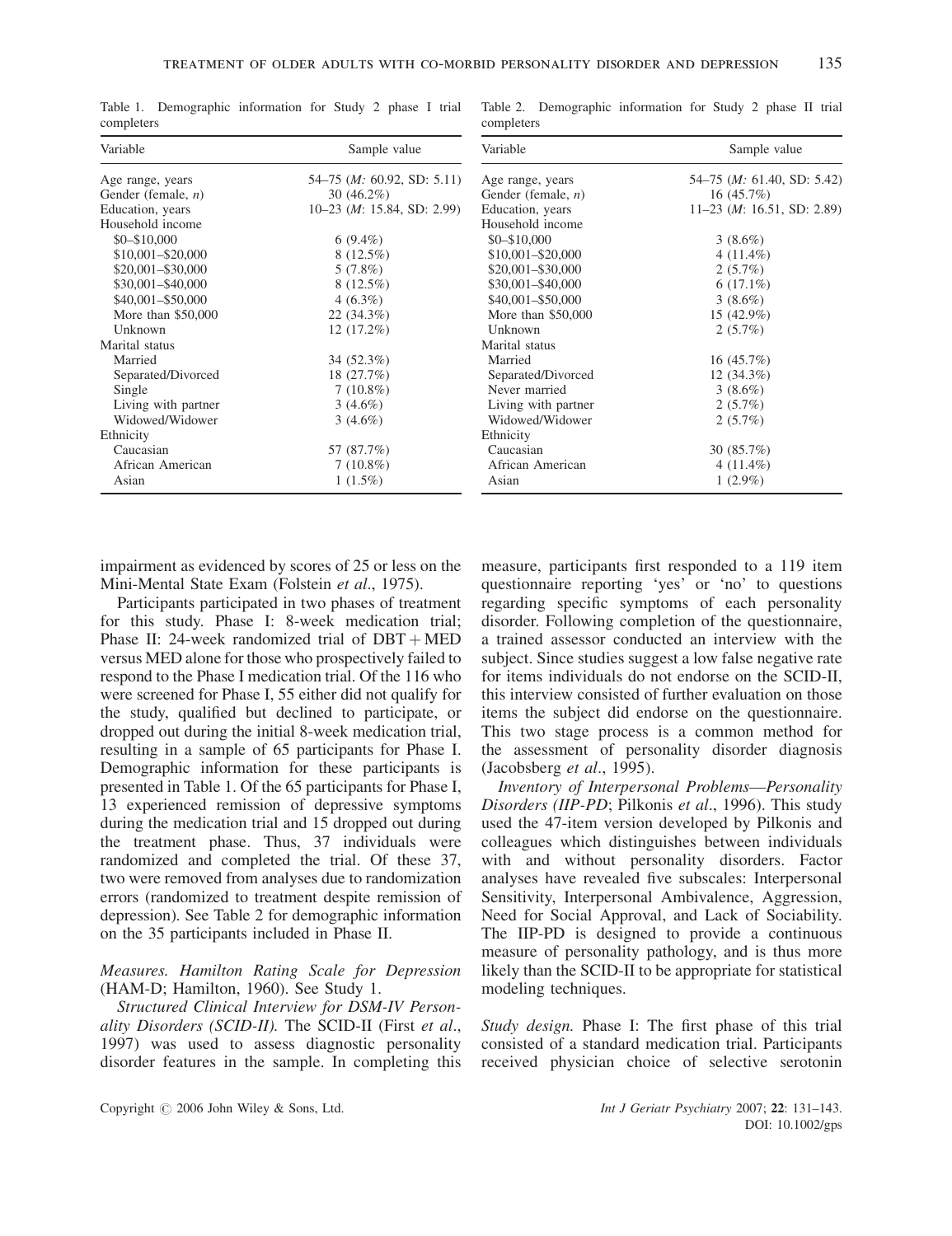Table 1. Demographic information for Study 2 phase I trial completers

| Variable | Sample value |
|---|---|
| Age range, years | 54–75 (*M*: 60.92, SD: 5.11) |
| Gender (female, *n*) | 30 (46.2%) |
| Education, years | 10–23 (*M*: 15.84, SD: 2.99) |
| Household income | |
| $0–$10,000 | 6 (9.4%) |
| $10,001–$20,000 | 8 (12.5%) |
| $20,001–$30,000 | 5 (7.8%) |
| $30,001–$40,000 | 8 (12.5%) |
| $40,001–$50,000 | 4 (6.3%) |
| More than $50,000 | 22 (34.3%) |
| Unknown | 12 (17.2%) |
| Marital status | |
| Married | 34 (52.3%) |
| Separated/Divorced | 18 (27.7%) |
| Single | 7 (10.8%) |
| Living with partner | 3 (4.6%) |
| Widowed/Widower | 3 (4.6%) |
| Ethnicity | |
| Caucasian | 57 (87.7%) |
| African American | 7 (10.8%) |
| Asian | 1 (1.5%) |

Table 2. Demographic information for Study 2 phase II trial completers

| Variable | Sample value |
|---|---|
| Age range, years | 54–75 (*M*: 61.40, SD: 5.42) |
| Gender (female, *n*) | 16 (45.7%) |
| Education, years | 11–23 (*M*: 16.51, SD: 2.89) |
| Household income | |
| $0–$10,000 | 3 (8.6%) |
| $10,001–$20,000 | 4 (11.4%) |
| $20,001–$30,000 | 2 (5.7%) |
| $30,001–$40,000 | 6 (17.1%) |
| $40,001–$50,000 | 3 (8.6%) |
| More than $50,000 | 15 (42.9%) |
| Unknown | 2 (5.7%) |
| Marital status | |
| Married | 16 (45.7%) |
| Separated/Divorced | 12 (34.3%) |
| Never married | 3 (8.6%) |
| Living with partner | 2 (5.7%) |
| Widowed/Widower | 2 (5.7%) |
| Ethnicity | |
| Caucasian | 30 (85.7%) |
| African American | 4 (11.4%) |
| Asian | 1 (2.9%) |

impairment as evidenced by scores of 25 or less on the Mini-Mental State Exam (Folstein *et al*., 1975).

Participants participated in two phases of treatment for this study. Phase I: 8-week medication trial; Phase II: 24-week randomized trial of DBT + MED versus MED alone for those who prospectively failed to respond to the Phase I medication trial. Of the 116 who were screened for Phase I, 55 either did not qualify for the study, qualified but declined to participate, or dropped out during the initial 8-week medication trial, resulting in a sample of 65 participants for Phase I. Demographic information for these participants is presented in Table 1. Of the 65 participants for Phase I, 13 experienced remission of depressive symptoms during the medication trial and 15 dropped out during the treatment phase. Thus, 37 individuals were randomized and completed the trial. Of these 37, two were removed from analyses due to randomization errors (randomized to treatment despite remission of depression). See Table 2 for demographic information on the 35 participants included in Phase II.

*Measures. Hamilton Rating Scale for Depression* (HAM-D; Hamilton, 1960). See Study 1.

*Structured Clinical Interview for DSM-IV Personality Disorders (SCID-II).* The SCID-II (First *et al*., 1997) was used to assess diagnostic personality disorder features in the sample. In completing this measure, participants first responded to a 119 item questionnaire reporting 'yes' or 'no' to questions regarding specific symptoms of each personality disorder. Following completion of the questionnaire, a trained assessor conducted an interview with the subject. Since studies suggest a low false negative rate for items individuals do not endorse on the SCID-II, this interview consisted of further evaluation on those items the subject did endorse on the questionnaire. This two stage process is a common method for the assessment of personality disorder diagnosis (Jacobsberg *et al*., 1995).

*Inventory of Interpersonal Problems—Personality Disorders (IIP-PD*; Pilkonis *et al*., 1996). This study used the 47-item version developed by Pilkonis and colleagues which distinguishes between individuals with and without personality disorders. Factor analyses have revealed five subscales: Interpersonal Sensitivity, Interpersonal Ambivalence, Aggression, Need for Social Approval, and Lack of Sociability. The IIP-PD is designed to provide a continuous measure of personality pathology, and is thus more likely than the SCID-II to be appropriate for statistical modeling techniques.

*Study design.* Phase I: The first phase of this trial consisted of a standard medication trial. Participants received physician choice of selective serotonin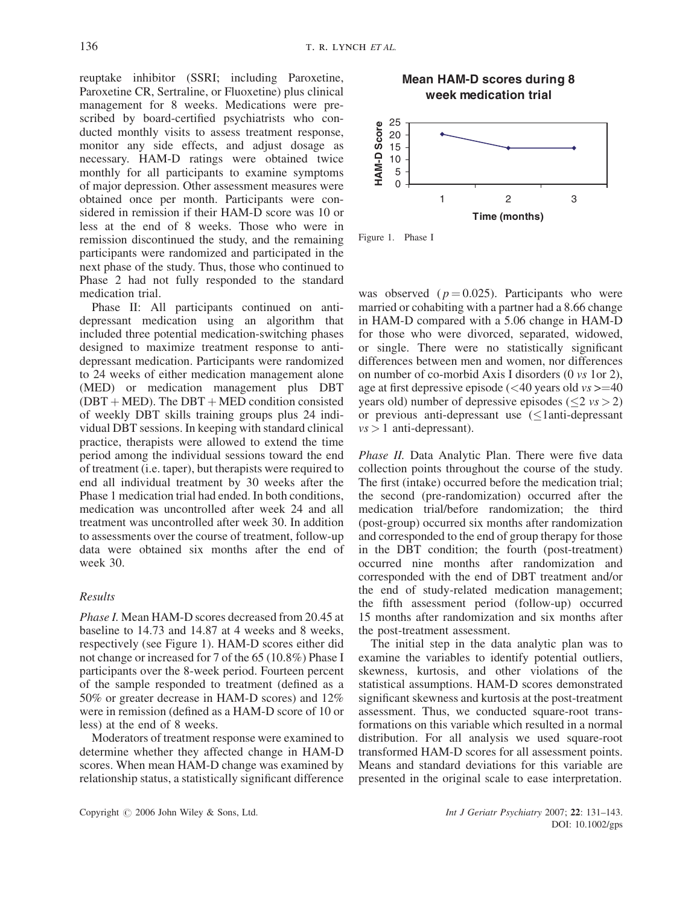reuptake inhibitor (SSRI; including Paroxetine, Paroxetine CR, Sertraline, or Fluoxetine) plus clinical management for 8 weeks. Medications were prescribed by board-certified psychiatrists who conducted monthly visits to assess treatment response, monitor any side effects, and adjust dosage as necessary. HAM-D ratings were obtained twice monthly for all participants to examine symptoms of major depression. Other assessment measures were obtained once per month. Participants were considered in remission if their HAM-D score was 10 or less at the end of 8 weeks. Those who were in remission discontinued the study, and the remaining participants were randomized and participated in the next phase of the study. Thus, those who continued to Phase 2 had not fully responded to the standard medication trial.

Phase II: All participants continued on antidepressant medication using an algorithm that included three potential medication-switching phases designed to maximize treatment response to antidepressant medication. Participants were randomized to 24 weeks of either medication management alone (MED) or medication management plus DBT (DBT + MED). The DBT + MED condition consisted of weekly DBT skills training groups plus 24 individual DBT sessions. In keeping with standard clinical practice, therapists were allowed to extend the time period among the individual sessions toward the end of treatment (i.e. taper), but therapists were required to end all individual treatment by 30 weeks after the Phase 1 medication trial had ended. In both conditions, medication was uncontrolled after week 24 and all treatment was uncontrolled after week 30. In addition to assessments over the course of treatment, follow-up data were obtained six months after the end of week 30.

### Results

*Phase I.* Mean HAM-D scores decreased from 20.45 at baseline to 14.73 and 14.87 at 4 weeks and 8 weeks, respectively (see Figure 1). HAM-D scores either did not change or increased for 7 of the 65 (10.8%) Phase I participants over the 8-week period. Fourteen percent of the sample responded to treatment (defined as a 50% or greater decrease in HAM-D scores) and 12% were in remission (defined as a HAM-D score of 10 or less) at the end of 8 weeks.

Moderators of treatment response were examined to determine whether they affected change in HAM-D scores. When mean HAM-D change was examined by relationship status, a statistically significant difference was observed ($p = 0.025$). Participants who were married or cohabiting with a partner had a 8.66 change in HAM-D compared with a 5.06 change in HAM-D for those who were divorced, separated, widowed, or single. There were no statistically significant differences between men and women, nor differences on number of co-morbid Axis I disorders (0 *vs* 1or 2), age at first depressive episode (<40 years old *vs* >=40 years old) number of depressive episodes ($\leq 2$ *vs* $> 2$) or previous anti-depressant use ($\leq$1anti-depressant *vs* $> 1$ anti-depressant).

**Mean HAM-D scores during 8 week medication trial**

| Time (months) | 1 | 2 | 3 |
|---|---|---|---|
| HAM-D Score | ~20.5 | ~14.7 | ~14.9 |

Figure 1. Phase I

*Phase II.* Data Analytic Plan. There were five data collection points throughout the course of the study. The first (intake) occurred before the medication trial; the second (pre-randomization) occurred after the medication trial/before randomization; the third (post-group) occurred six months after randomization and corresponded to the end of group therapy for those in the DBT condition; the fourth (post-treatment) occurred nine months after randomization and corresponded with the end of DBT treatment and/or the end of study-related medication management; the fifth assessment period (follow-up) occurred 15 months after randomization and six months after the post-treatment assessment.

The initial step in the data analytic plan was to examine the variables to identify potential outliers, skewness, kurtosis, and other violations of the statistical assumptions. HAM-D scores demonstrated significant skewness and kurtosis at the post-treatment assessment. Thus, we conducted square-root transformations on this variable which resulted in a normal distribution. For all analysis we used square-root transformed HAM-D scores for all assessment points. Means and standard deviations for this variable are presented in the original scale to ease interpretation.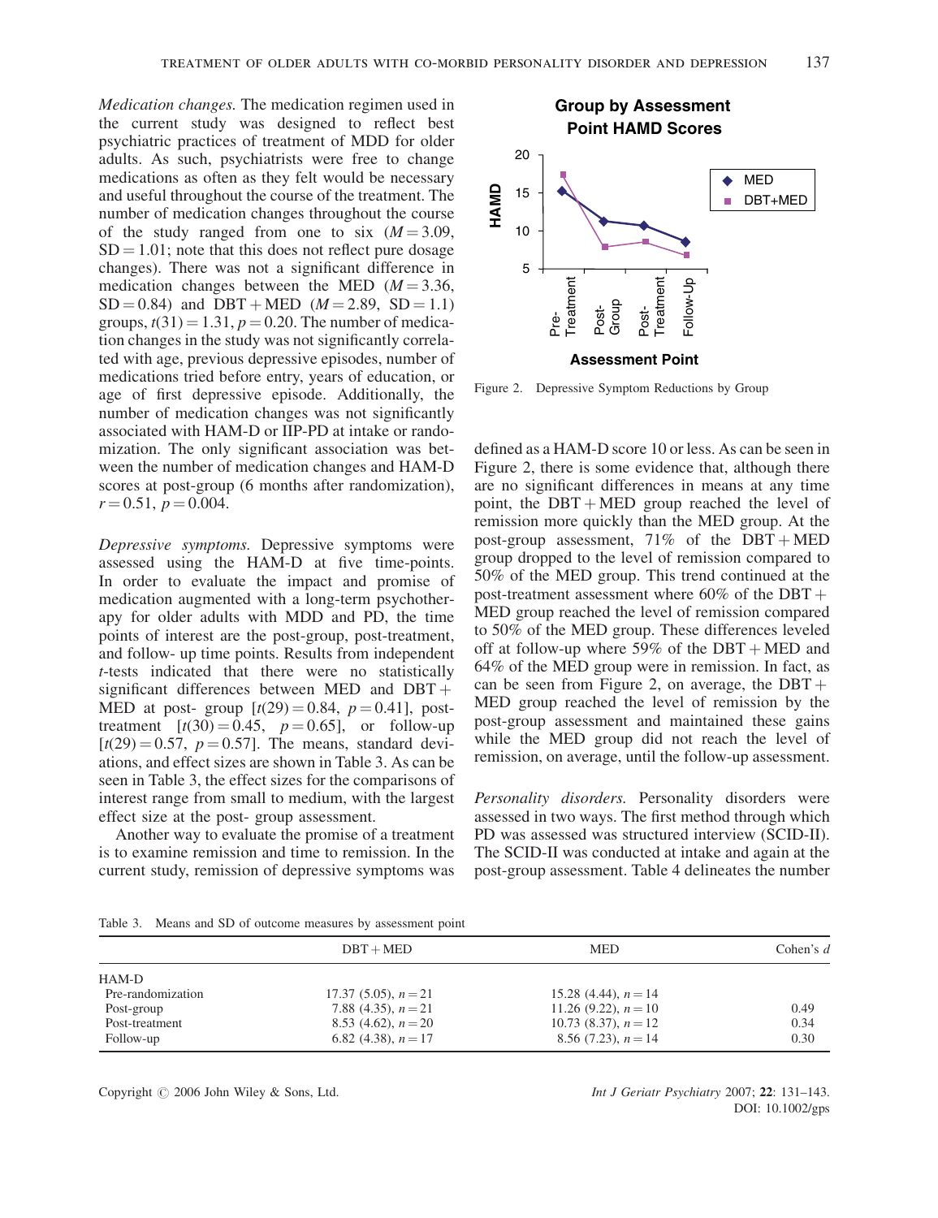*Medication changes.* The medication regimen used in the current study was designed to reflect best psychiatric practices of treatment of MDD for older adults. As such, psychiatrists were free to change medications as often as they felt would be necessary and useful throughout the course of the treatment. The number of medication changes throughout the course of the study ranged from one to six ($M = 3.09$, $SD = 1.01$; note that this does not reflect pure dosage changes). There was not a significant difference in medication changes between the MED ($M = 3.36$, $SD = 0.84$) and DBT + MED ($M = 2.89$, $SD = 1.1$) groups, $t(31) = 1.31$, $p = 0.20$. The number of medication changes in the study was not significantly correlated with age, previous depressive episodes, number of medications tried before entry, years of education, or age of first depressive episode. Additionally, the number of medication changes was not significantly associated with HAM-D or IIP-PD at intake or randomization. The only significant association was between the number of medication changes and HAM-D scores at post-group (6 months after randomization), $r = 0.51$, $p = 0.004$.

*Depressive symptoms.* Depressive symptoms were assessed using the HAM-D at five time-points. In order to evaluate the impact and promise of medication augmented with a long-term psychotherapy for older adults with MDD and PD, the time points of interest are the post-group, post-treatment, and follow- up time points. Results from independent *t*-tests indicated that there were no statistically significant differences between MED and DBT + MED at post- group [$t(29) = 0.84$, $p = 0.41$], post-treatment [$t(30) = 0.45$, $p = 0.65$], or follow-up [$t(29) = 0.57$, $p = 0.57$]. The means, standard deviations, and effect sizes are shown in Table 3. As can be seen in Table 3, the effect sizes for the comparisons of interest range from small to medium, with the largest effect size at the post- group assessment.

Another way to evaluate the promise of a treatment is to examine remission and time to remission. In the current study, remission of depressive symptoms was defined as a HAM-D score 10 or less. As can be seen in Figure 2, there is some evidence that, although there are no significant differences in means at any time point, the DBT + MED group reached the level of remission more quickly than the MED group. At the post-group assessment, 71% of the DBT + MED group dropped to the level of remission compared to 50% of the MED group. This trend continued at the post-treatment assessment where 60% of the DBT + MED group reached the level of remission compared to 50% of the MED group. These differences leveled off at follow-up where 59% of the DBT + MED and 64% of the MED group were in remission. In fact, as can be seen from Figure 2, on average, the DBT + MED group reached the level of remission by the post-group assessment and maintained these gains while the MED group did not reach the level of remission, on average, until the follow-up assessment.

Figure 2. Depressive Symptom Reductions by Group

*Personality disorders.* Personality disorders were assessed in two ways. The first method through which PD was assessed was structured interview (SCID-II). The SCID-II was conducted at intake and again at the post-group assessment. Table 4 delineates the number

Table 3. Means and SD of outcome measures by assessment point

| | DBT + MED | MED | Cohen's *d* |
|---|---|---|---|
| HAM-D | | | |
| Pre-randomization | 17.37 (5.05), $n = 21$ | 15.28 (4.44), $n = 14$ | |
| Post-group | 7.88 (4.35), $n = 21$ | 11.26 (9.22), $n = 10$ | 0.49 |
| Post-treatment | 8.53 (4.62), $n = 20$ | 10.73 (8.37), $n = 12$ | 0.34 |
| Follow-up | 6.82 (4.38), $n = 17$ | 8.56 (7.23), $n = 14$ | 0.30 |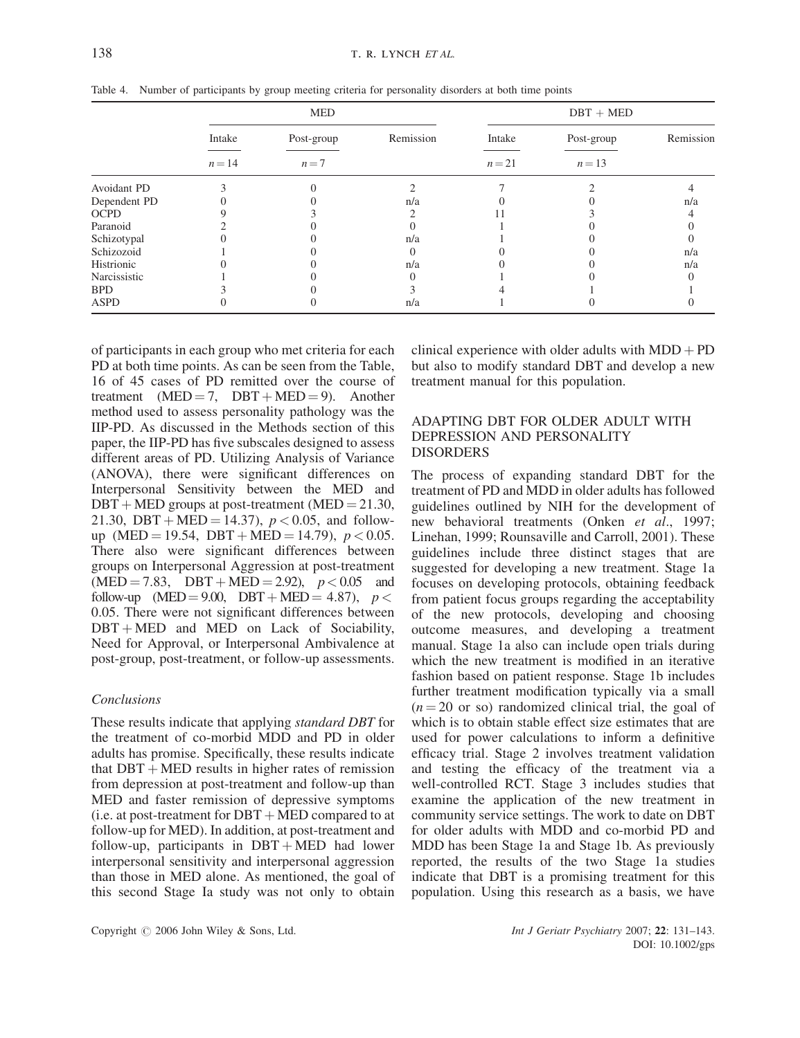Table 4. Number of participants by group meeting criteria for personality disorders at both time points

| | MED | | | DBT + MED | | |
|---|---|---|---|---|---|---|
| | Intake | Post-group | Remission | Intake | Post-group | Remission |
| | $n = 14$ | $n = 7$ | | $n = 21$ | $n = 13$ | |
| Avoidant PD | 3 | 0 | 2 | 7 | 2 | 4 |
| Dependent PD | 0 | 0 | n/a | 0 | 0 | n/a |
| OCPD | 9 | 3 | 2 | 11 | 3 | 4 |
| Paranoid | 2 | 0 | 0 | 1 | 0 | 0 |
| Schizotypal | 0 | 0 | n/a | 1 | 0 | 0 |
| Schizozoid | 1 | 0 | 0 | 0 | 0 | n/a |
| Histrionic | 0 | 0 | n/a | 0 | 0 | n/a |
| Narcissistic | 1 | 0 | 0 | 1 | 0 | 0 |
| BPD | 3 | 0 | 3 | 4 | 1 | 1 |
| ASPD | 0 | 0 | n/a | 1 | 0 | 0 |

of participants in each group who met criteria for each PD at both time points. As can be seen from the Table, 16 of 45 cases of PD remitted over the course of treatment (MED = 7, DBT + MED = 9). Another method used to assess personality pathology was the IIP-PD. As discussed in the Methods section of this paper, the IIP-PD has five subscales designed to assess different areas of PD. Utilizing Analysis of Variance (ANOVA), there were significant differences on Interpersonal Sensitivity between the MED and DBT + MED groups at post-treatment (MED = 21.30, 21.30, DBT + MED = 14.37), $p < 0.05$, and follow-up (MED = 19.54, DBT + MED = 14.79), $p < 0.05$. There also were significant differences between groups on Interpersonal Aggression at post-treatment (MED = 7.83, DBT + MED = 2.92), $p < 0.05$ and follow-up (MED = 9.00, DBT + MED = 4.87), $p < 0.05$. There were not significant differences between DBT + MED and MED on Lack of Sociability, Need for Approval, or Interpersonal Ambivalence at post-group, post-treatment, or follow-up assessments.

### *Conclusions*

These results indicate that applying *standard DBT* for the treatment of co-morbid MDD and PD in older adults has promise. Specifically, these results indicate that DBT + MED results in higher rates of remission from depression at post-treatment and follow-up than MED and faster remission of depressive symptoms (i.e. at post-treatment for DBT + MED compared to at follow-up for MED). In addition, at post-treatment and follow-up, participants in DBT + MED had lower interpersonal sensitivity and interpersonal aggression than those in MED alone. As mentioned, the goal of this second Stage Ia study was not only to obtain clinical experience with older adults with MDD + PD but also to modify standard DBT and develop a new treatment manual for this population.

## ADAPTING DBT FOR OLDER ADULT WITH DEPRESSION AND PERSONALITY DISORDERS

The process of expanding standard DBT for the treatment of PD and MDD in older adults has followed guidelines outlined by NIH for the development of new behavioral treatments (Onken *et al*., 1997; Linehan, 1999; Rounsaville and Carroll, 2001). These guidelines include three distinct stages that are suggested for developing a new treatment. Stage 1a focuses on developing protocols, obtaining feedback from patient focus groups regarding the acceptability of the new protocols, developing and choosing outcome measures, and developing a treatment manual. Stage 1a also can include open trials during which the new treatment is modified in an iterative fashion based on patient response. Stage 1b includes further treatment modification typically via a small ($n = 20$ or so) randomized clinical trial, the goal of which is to obtain stable effect size estimates that are used for power calculations to inform a definitive efficacy trial. Stage 2 involves treatment validation and testing the efficacy of the treatment via a well-controlled RCT. Stage 3 includes studies that examine the application of the new treatment in community service settings. The work to date on DBT for older adults with MDD and co-morbid PD and MDD has been Stage 1a and Stage 1b. As previously reported, the results of the two Stage 1a studies indicate that DBT is a promising treatment for this population. Using this research as a basis, we have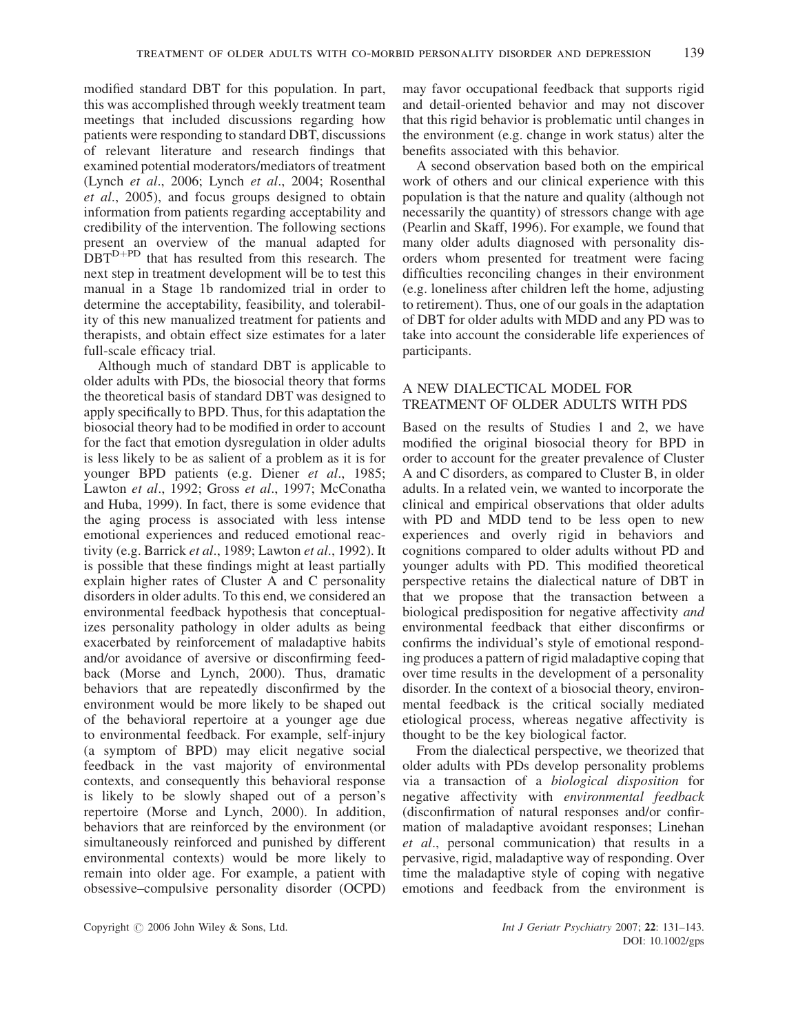modified standard DBT for this population. In part, this was accomplished through weekly treatment team meetings that included discussions regarding how patients were responding to standard DBT, discussions of relevant literature and research findings that examined potential moderators/mediators of treatment (Lynch *et al*., 2006; Lynch *et al*., 2004; Rosenthal *et al*., 2005), and focus groups designed to obtain information from patients regarding acceptability and credibility of the intervention. The following sections present an overview of the manual adapted for $\mathrm{DBT}^{\mathrm{D+PD}}$ that has resulted from this research. The next step in treatment development will be to test this manual in a Stage 1b randomized trial in order to determine the acceptability, feasibility, and tolerability of this new manualized treatment for patients and therapists, and obtain effect size estimates for a later full-scale efficacy trial.

Although much of standard DBT is applicable to older adults with PDs, the biosocial theory that forms the theoretical basis of standard DBT was designed to apply specifically to BPD. Thus, for this adaptation the biosocial theory had to be modified in order to account for the fact that emotion dysregulation in older adults is less likely to be as salient of a problem as it is for younger BPD patients (e.g. Diener *et al*., 1985; Lawton *et al*., 1992; Gross *et al*., 1997; McConatha and Huba, 1999). In fact, there is some evidence that the aging process is associated with less intense emotional experiences and reduced emotional reactivity (e.g. Barrick *et al*., 1989; Lawton *et al*., 1992). It is possible that these findings might at least partially explain higher rates of Cluster A and C personality disorders in older adults. To this end, we considered an environmental feedback hypothesis that conceptualizes personality pathology in older adults as being exacerbated by reinforcement of maladaptive habits and/or avoidance of aversive or disconfirming feedback (Morse and Lynch, 2000). Thus, dramatic behaviors that are repeatedly disconfirmed by the environment would be more likely to be shaped out of the behavioral repertoire at a younger age due to environmental feedback. For example, self-injury (a symptom of BPD) may elicit negative social feedback in the vast majority of environmental contexts, and consequently this behavioral response is likely to be slowly shaped out of a person's repertoire (Morse and Lynch, 2000). In addition, behaviors that are reinforced by the environment (or simultaneously reinforced and punished by different environmental contexts) would be more likely to remain into older age. For example, a patient with obsessive–compulsive personality disorder (OCPD) may favor occupational feedback that supports rigid and detail-oriented behavior and may not discover that this rigid behavior is problematic until changes in the environment (e.g. change in work status) alter the benefits associated with this behavior.

A second observation based both on the empirical work of others and our clinical experience with this population is that the nature and quality (although not necessarily the quantity) of stressors change with age (Pearlin and Skaff, 1996). For example, we found that many older adults diagnosed with personality disorders whom presented for treatment were facing difficulties reconciling changes in their environment (e.g. loneliness after children left the home, adjusting to retirement). Thus, one of our goals in the adaptation of DBT for older adults with MDD and any PD was to take into account the considerable life experiences of participants.

## A NEW DIALECTICAL MODEL FOR TREATMENT OF OLDER ADULTS WITH PDS

Based on the results of Studies 1 and 2, we have modified the original biosocial theory for BPD in order to account for the greater prevalence of Cluster A and C disorders, as compared to Cluster B, in older adults. In a related vein, we wanted to incorporate the clinical and empirical observations that older adults with PD and MDD tend to be less open to new experiences and overly rigid in behaviors and cognitions compared to older adults without PD and younger adults with PD. This modified theoretical perspective retains the dialectical nature of DBT in that we propose that the transaction between a biological predisposition for negative affectivity *and* environmental feedback that either disconfirms or confirms the individual's style of emotional responding produces a pattern of rigid maladaptive coping that over time results in the development of a personality disorder. In the context of a biosocial theory, environmental feedback is the critical socially mediated etiological process, whereas negative affectivity is thought to be the key biological factor.

From the dialectical perspective, we theorized that older adults with PDs develop personality problems via a transaction of a *biological disposition* for negative affectivity with *environmental feedback* (disconfirmation of natural responses and/or confirmation of maladaptive avoidant responses; Linehan *et al*., personal communication) that results in a pervasive, rigid, maladaptive way of responding. Over time the maladaptive style of coping with negative emotions and feedback from the environment is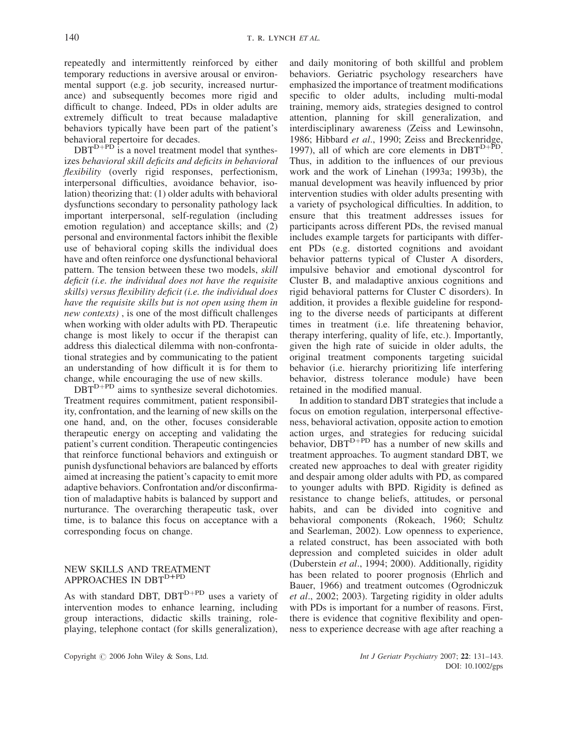repeatedly and intermittently reinforced by either temporary reductions in aversive arousal or environmental support (e.g. job security, increased nurturance) and subsequently becomes more rigid and difficult to change. Indeed, PDs in older adults are extremely difficult to treat because maladaptive behaviors typically have been part of the patient's behavioral repertoire for decades.

DBT$^{D+PD}$ is a novel treatment model that synthesizes *behavioral skill deficits and deficits in behavioral flexibility* (overly rigid responses, perfectionism, interpersonal difficulties, avoidance behavior, isolation) theorizing that: (1) older adults with behavioral dysfunctions secondary to personality pathology lack important interpersonal, self-regulation (including emotion regulation) and acceptance skills; and (2) personal and environmental factors inhibit the flexible use of behavioral coping skills the individual does have and often reinforce one dysfunctional behavioral pattern. The tension between these two models, *skill deficit (i.e. the individual does not have the requisite skills) versus flexibility deficit (i.e. the individual does have the requisite skills but is not open using them in new contexts)* , is one of the most difficult challenges when working with older adults with PD. Therapeutic change is most likely to occur if the therapist can address this dialectical dilemma with non-confrontational strategies and by communicating to the patient an understanding of how difficult it is for them to change, while encouraging the use of new skills.

DBT$^{D+PD}$ aims to synthesize several dichotomies. Treatment requires commitment, patient responsibility, confrontation, and the learning of new skills on the one hand, and, on the other, focuses considerable therapeutic energy on accepting and validating the patient's current condition. Therapeutic contingencies that reinforce functional behaviors and extinguish or punish dysfunctional behaviors are balanced by efforts aimed at increasing the patient's capacity to emit more adaptive behaviors. Confrontation and/or disconfirmation of maladaptive habits is balanced by support and nurturance. The overarching therapeutic task, over time, is to balance this focus on acceptance with a corresponding focus on change.

## NEW SKILLS AND TREATMENT APPROACHES IN DBT$^{D+PD}$

As with standard DBT, DBT$^{D+PD}$ uses a variety of intervention modes to enhance learning, including group interactions, didactic skills training, role-playing, telephone contact (for skills generalization), and daily monitoring of both skillful and problem behaviors. Geriatric psychology researchers have emphasized the importance of treatment modifications specific to older adults, including multi-modal training, memory aids, strategies designed to control attention, planning for skill generalization, and interdisciplinary awareness (Zeiss and Lewinsohn, 1986; Hibbard *et al*., 1990; Zeiss and Breckenridge, 1997), all of which are core elements in DBT$^{D+PD}$. Thus, in addition to the influences of our previous work and the work of Linehan (1993a; 1993b), the manual development was heavily influenced by prior intervention studies with older adults presenting with a variety of psychological difficulties. In addition, to ensure that this treatment addresses issues for participants across different PDs, the revised manual includes example targets for participants with different PDs (e.g. distorted cognitions and avoidant behavior patterns typical of Cluster A disorders, impulsive behavior and emotional dyscontrol for Cluster B, and maladaptive anxious cognitions and rigid behavioral patterns for Cluster C disorders). In addition, it provides a flexible guideline for responding to the diverse needs of participants at different times in treatment (i.e. life threatening behavior, therapy interfering, quality of life, etc.). Importantly, given the high rate of suicide in older adults, the original treatment components targeting suicidal behavior (i.e. hierarchy prioritizing life interfering behavior, distress tolerance module) have been retained in the modified manual.

In addition to standard DBT strategies that include a focus on emotion regulation, interpersonal effectiveness, behavioral activation, opposite action to emotion action urges, and strategies for reducing suicidal behavior, DBT$^{D+PD}$ has a number of new skills and treatment approaches. To augment standard DBT, we created new approaches to deal with greater rigidity and despair among older adults with PD, as compared to younger adults with BPD. Rigidity is defined as resistance to change beliefs, attitudes, or personal habits, and can be divided into cognitive and behavioral components (Rokeach, 1960; Schultz and Searleman, 2002). Low openness to experience, a related construct, has been associated with both depression and completed suicides in older adult (Duberstein *et al*., 1994; 2000). Additionally, rigidity has been related to poorer prognosis (Ehrlich and Bauer, 1966) and treatment outcomes (Ogrodniczuk *et al*., 2002; 2003). Targeting rigidity in older adults with PDs is important for a number of reasons. First, there is evidence that cognitive flexibility and openness to experience decrease with age after reaching a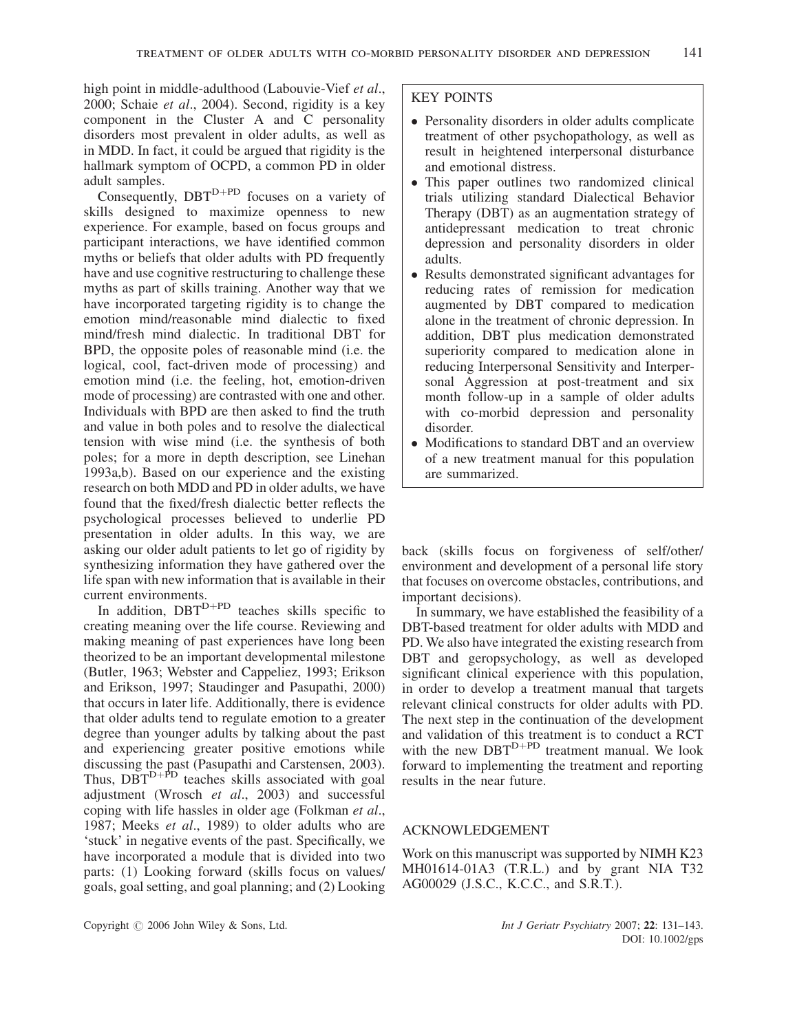high point in middle-adulthood (Labouvie-Vief *et al*., 2000; Schaie *et al*., 2004). Second, rigidity is a key component in the Cluster A and C personality disorders most prevalent in older adults, as well as in MDD. In fact, it could be argued that rigidity is the hallmark symptom of OCPD, a common PD in older adult samples.

Consequently, $DBT^{D+PD}$ focuses on a variety of skills designed to maximize openness to new experience. For example, based on focus groups and participant interactions, we have identified common myths or beliefs that older adults with PD frequently have and use cognitive restructuring to challenge these myths as part of skills training. Another way that we have incorporated targeting rigidity is to change the emotion mind/reasonable mind dialectic to fixed mind/fresh mind dialectic. In traditional DBT for BPD, the opposite poles of reasonable mind (i.e. the logical, cool, fact-driven mode of processing) and emotion mind (i.e. the feeling, hot, emotion-driven mode of processing) are contrasted with one and other. Individuals with BPD are then asked to find the truth and value in both poles and to resolve the dialectical tension with wise mind (i.e. the synthesis of both poles; for a more in depth description, see Linehan 1993a,b). Based on our experience and the existing research on both MDD and PD in older adults, we have found that the fixed/fresh dialectic better reflects the psychological processes believed to underlie PD presentation in older adults. In this way, we are asking our older adult patients to let go of rigidity by synthesizing information they have gathered over the life span with new information that is available in their current environments.

In addition, $DBT^{D+PD}$ teaches skills specific to creating meaning over the life course. Reviewing and making meaning of past experiences have long been theorized to be an important developmental milestone (Butler, 1963; Webster and Cappeliez, 1993; Erikson and Erikson, 1997; Staudinger and Pasupathi, 2000) that occurs in later life. Additionally, there is evidence that older adults tend to regulate emotion to a greater degree than younger adults by talking about the past and experiencing greater positive emotions while discussing the past (Pasupathi and Carstensen, 2003). Thus, $DBT^{D+PD}$ teaches skills associated with goal adjustment (Wrosch *et al*., 2003) and successful coping with life hassles in older age (Folkman *et al*., 1987; Meeks *et al*., 1989) to older adults who are 'stuck' in negative events of the past. Specifically, we have incorporated a module that is divided into two parts: (1) Looking forward (skills focus on values/goals, goal setting, and goal planning; and (2) Looking back (skills focus on forgiveness of self/other/environment and development of a personal life story that focuses on overcome obstacles, contributions, and important decisions).

In summary, we have established the feasibility of a DBT-based treatment for older adults with MDD and PD. We also have integrated the existing research from DBT and geropsychology, as well as developed significant clinical experience with this population, in order to develop a treatment manual that targets relevant clinical constructs for older adults with PD. The next step in the continuation of the development and validation of this treatment is to conduct a RCT with the new $DBT^{D+PD}$ treatment manual. We look forward to implementing the treatment and reporting results in the near future.

## KEY POINTS

- Personality disorders in older adults complicate treatment of other psychopathology, as well as result in heightened interpersonal disturbance and emotional distress.
- This paper outlines two randomized clinical trials utilizing standard Dialectical Behavior Therapy (DBT) as an augmentation strategy of antidepressant medication to treat chronic depression and personality disorders in older adults.
- Results demonstrated significant advantages for reducing rates of remission for medication augmented by DBT compared to medication alone in the treatment of chronic depression. In addition, DBT plus medication demonstrated superiority compared to medication alone in reducing Interpersonal Sensitivity and Interpersonal Aggression at post-treatment and six month follow-up in a sample of older adults with co-morbid depression and personality disorder.
- Modifications to standard DBT and an overview of a new treatment manual for this population are summarized.

## ACKNOWLEDGEMENT

Work on this manuscript was supported by NIMH K23 MH01614-01A3 (T.R.L.) and by grant NIA T32 AG00029 (J.S.C., K.C.C., and S.R.T.).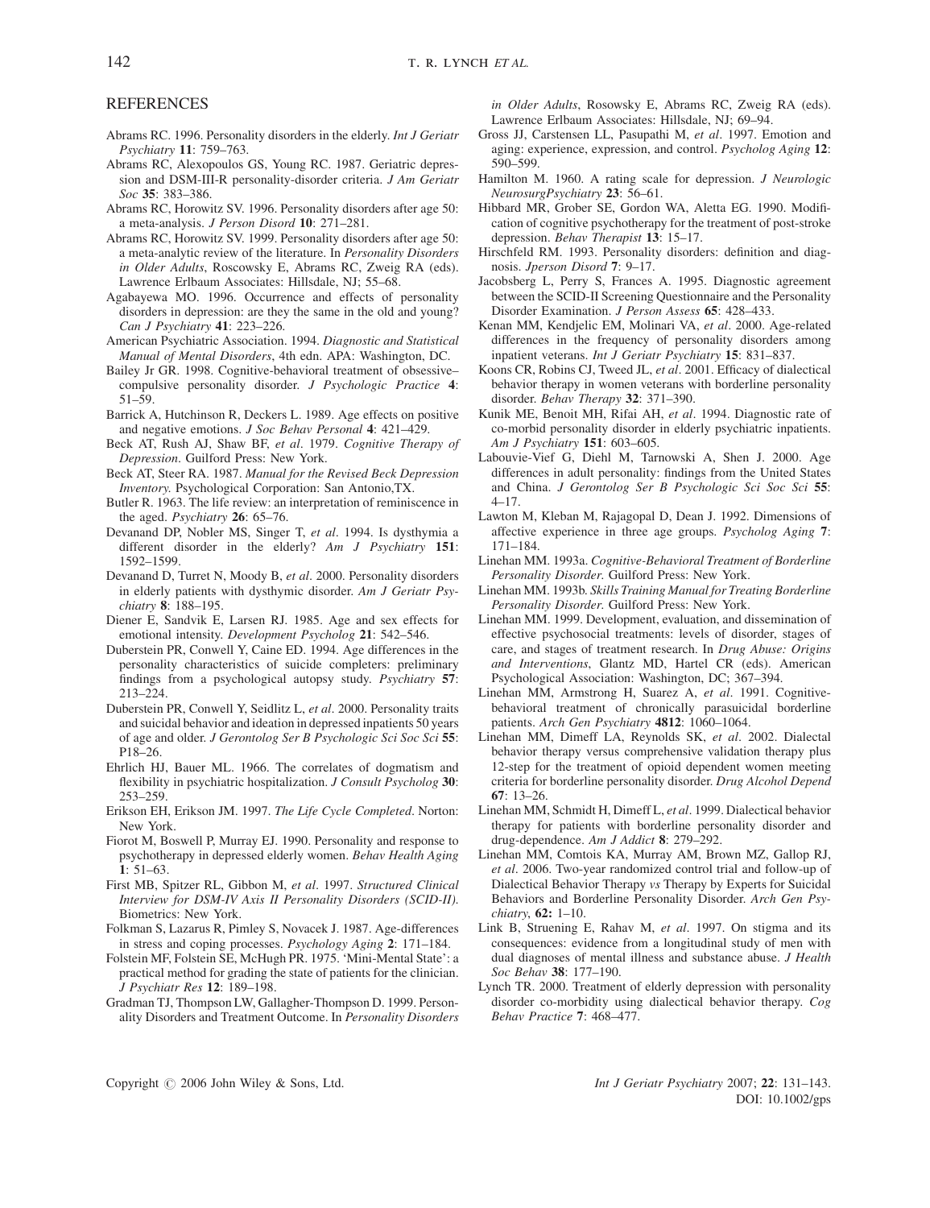## REFERENCES

Abrams RC. 1996. Personality disorders in the elderly. *Int J Geriatr Psychiatry* **11**: 759–763.

Abrams RC, Alexopoulos GS, Young RC. 1987. Geriatric depression and DSM-III-R personality-disorder criteria. *J Am Geriatr Soc* **35**: 383–386.

Abrams RC, Horowitz SV. 1996. Personality disorders after age 50: a meta-analysis. *J Person Disord* **10**: 271–281.

Abrams RC, Horowitz SV. 1999. Personality disorders after age 50: a meta-analytic review of the literature. In *Personality Disorders in Older Adults*, Roscowsky E, Abrams RC, Zweig RA (eds). Lawrence Erlbaum Associates: Hillsdale, NJ; 55–68.

Agabayewa MO. 1996. Occurrence and effects of personality disorders in depression: are they the same in the old and young? *Can J Psychiatry* **41**: 223–226.

American Psychiatric Association. 1994. *Diagnostic and Statistical Manual of Mental Disorders*, 4th edn. APA: Washington, DC.

Bailey Jr GR. 1998. Cognitive-behavioral treatment of obsessive–compulsive personality disorder. *J Psychologic Practice* **4**: 51–59.

Barrick A, Hutchinson R, Deckers L. 1989. Age effects on positive and negative emotions. *J Soc Behav Personal* **4**: 421–429.

Beck AT, Rush AJ, Shaw BF, *et al*. 1979. *Cognitive Therapy of Depression*. Guilford Press: New York.

Beck AT, Steer RA. 1987. *Manual for the Revised Beck Depression Inventory.* Psychological Corporation: San Antonio,TX.

Butler R. 1963. The life review: an interpretation of reminiscence in the aged. *Psychiatry* **26**: 65–76.

Devanand DP, Nobler MS, Singer T, *et al*. 1994. Is dysthymia a different disorder in the elderly? *Am J Psychiatry* **151**: 1592–1599.

Devanand D, Turret N, Moody B, *et al*. 2000. Personality disorders in elderly patients with dysthymic disorder. *Am J Geriatr Psychiatry* **8**: 188–195.

Diener E, Sandvik E, Larsen RJ. 1985. Age and sex effects for emotional intensity. *Development Psycholog* **21**: 542–546.

Duberstein PR, Conwell Y, Caine ED. 1994. Age differences in the personality characteristics of suicide completers: preliminary findings from a psychological autopsy study. *Psychiatry* **57**: 213–224.

Duberstein PR, Conwell Y, Seidlitz L, *et al*. 2000. Personality traits and suicidal behavior and ideation in depressed inpatients 50 years of age and older. *J Gerontolog Ser B Psychologic Sci Soc Sci* **55**: P18–26.

Ehrlich HJ, Bauer ML. 1966. The correlates of dogmatism and flexibility in psychiatric hospitalization. *J Consult Psycholog* **30**: 253–259.

Erikson EH, Erikson JM. 1997. *The Life Cycle Completed*. Norton: New York.

Fiorot M, Boswell P, Murray EJ. 1990. Personality and response to psychotherapy in depressed elderly women. *Behav Health Aging* **1**: 51–63.

First MB, Spitzer RL, Gibbon M, *et al*. 1997. *Structured Clinical Interview for DSM-IV Axis II Personality Disorders (SCID-II)*. Biometrics: New York.

Folkman S, Lazarus R, Pimley S, Novacek J. 1987. Age-differences in stress and coping processes. *Psychology Aging* **2**: 171–184.

Folstein MF, Folstein SE, McHugh PR. 1975. 'Mini-Mental State': a practical method for grading the state of patients for the clinician. *J Psychiatr Res* **12**: 189–198.

Gradman TJ, Thompson LW, Gallagher-Thompson D. 1999. Personality Disorders and Treatment Outcome. In *Personality Disorders in Older Adults*, Rosowsky E, Abrams RC, Zweig RA (eds). Lawrence Erlbaum Associates: Hillsdale, NJ; 69–94.

Gross JJ, Carstensen LL, Pasupathi M, *et al*. 1997. Emotion and aging: experience, expression, and control. *Psycholog Aging* **12**: 590–599.

Hamilton M. 1960. A rating scale for depression. *J Neurologic NeurosurgPsychiatry* **23**: 56–61.

Hibbard MR, Grober SE, Gordon WA, Aletta EG. 1990. Modification of cognitive psychotherapy for the treatment of post-stroke depression. *Behav Therapist* **13**: 15–17.

Hirschfeld RM. 1993. Personality disorders: definition and diagnosis. *Jperson Disord* **7**: 9–17.

Jacobsberg L, Perry S, Frances A. 1995. Diagnostic agreement between the SCID-II Screening Questionnaire and the Personality Disorder Examination. *J Person Assess* **65**: 428–433.

Kenan MM, Kendjelic EM, Molinari VA, *et al*. 2000. Age-related differences in the frequency of personality disorders among inpatient veterans. *Int J Geriatr Psychiatry* **15**: 831–837.

Koons CR, Robins CJ, Tweed JL, *et al*. 2001. Efficacy of dialectical behavior therapy in women veterans with borderline personality disorder. *Behav Therapy* **32**: 371–390.

Kunik ME, Benoit MH, Rifai AH, *et al*. 1994. Diagnostic rate of co-morbid personality disorder in elderly psychiatric inpatients. *Am J Psychiatry* **151**: 603–605.

Labouvie-Vief G, Diehl M, Tarnowski A, Shen J. 2000. Age differences in adult personality: findings from the United States and China. *J Gerontolog Ser B Psychologic Sci Soc Sci* **55**: 4–17.

Lawton M, Kleban M, Rajagopal D, Dean J. 1992. Dimensions of affective experience in three age groups. *Psycholog Aging* **7**: 171–184.

Linehan MM. 1993a. *Cognitive-Behavioral Treatment of Borderline Personality Disorder*. Guilford Press: New York.

Linehan MM. 1993b. *Skills Training Manual for Treating Borderline Personality Disorder*. Guilford Press: New York.

Linehan MM. 1999. Development, evaluation, and dissemination of effective psychosocial treatments: levels of disorder, stages of care, and stages of treatment research. In *Drug Abuse: Origins and Interventions*, Glantz MD, Hartel CR (eds). American Psychological Association: Washington, DC; 367–394.

Linehan MM, Armstrong H, Suarez A, *et al*. 1991. Cognitive-behavioral treatment of chronically parasuicidal borderline patients. *Arch Gen Psychiatry* **4812**: 1060–1064.

Linehan MM, Dimeff LA, Reynolds SK, *et al*. 2002. Dialectal behavior therapy versus comprehensive validation therapy plus 12-step for the treatment of opioid dependent women meeting criteria for borderline personality disorder. *Drug Alcohol Depend* **67**: 13–26.

Linehan MM, Schmidt H, Dimeff L, *et al*. 1999. Dialectical behavior therapy for patients with borderline personality disorder and drug-dependence. *Am J Addict* **8**: 279–292.

Linehan MM, Comtois KA, Murray AM, Brown MZ, Gallop RJ, *et al*. 2006. Two-year randomized control trial and follow-up of Dialectical Behavior Therapy *vs* Therapy by Experts for Suicidal Behaviors and Borderline Personality Disorder. *Arch Gen Psychiatry*, **62:** 1–10.

Link B, Struening E, Rahav M, *et al*. 1997. On stigma and its consequences: evidence from a longitudinal study of men with dual diagnoses of mental illness and substance abuse. *J Health Soc Behav* **38**: 177–190.

Lynch TR. 2000. Treatment of elderly depression with personality disorder co-morbidity using dialectical behavior therapy. *Cog Behav Practice* **7**: 468–477.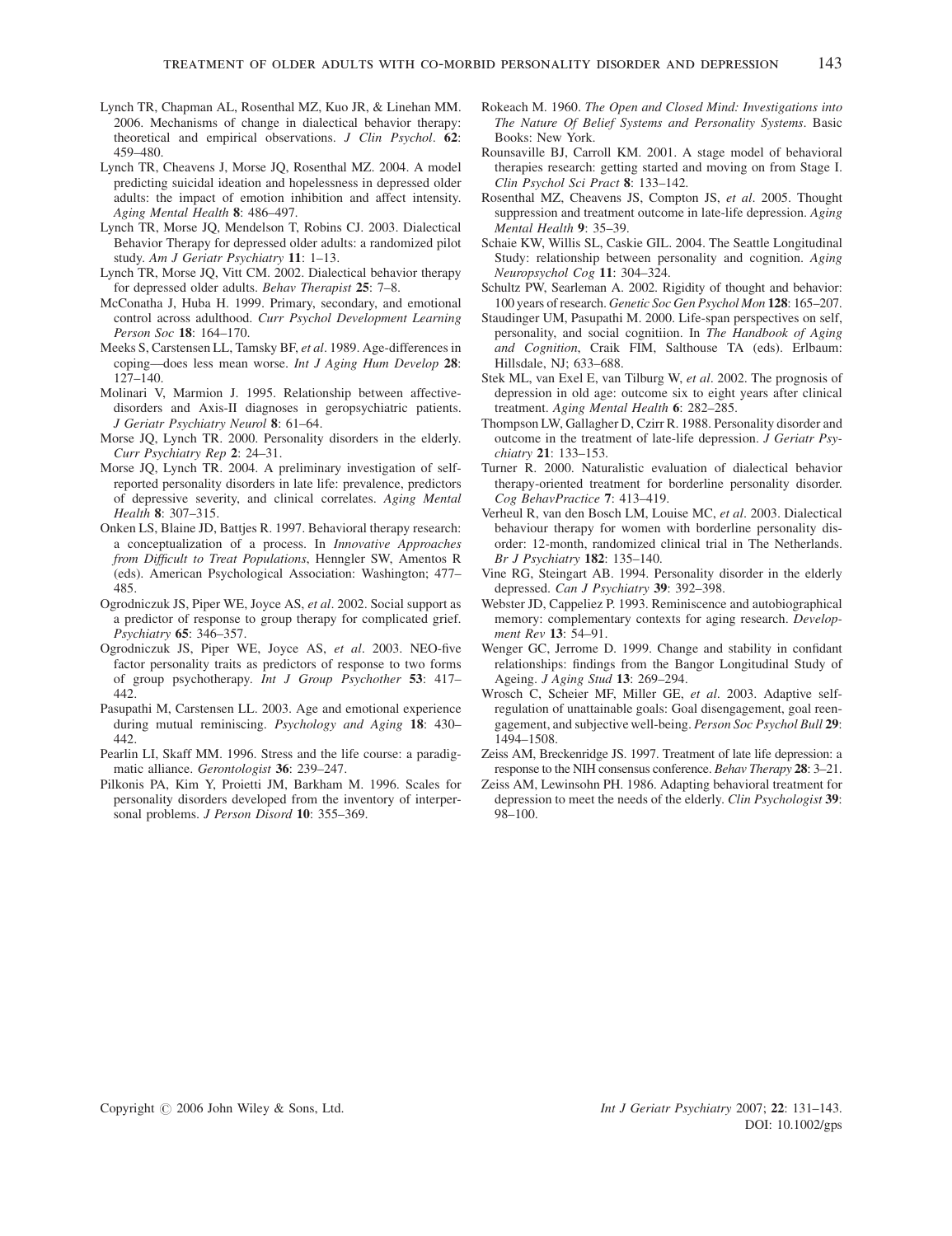Lynch TR, Chapman AL, Rosenthal MZ, Kuo JR, & Linehan MM. 2006. Mechanisms of change in dialectical behavior therapy: theoretical and empirical observations. *J Clin Psychol*. **62**: 459–480.

Lynch TR, Cheavens J, Morse JQ, Rosenthal MZ. 2004. A model predicting suicidal ideation and hopelessness in depressed older adults: the impact of emotion inhibition and affect intensity. *Aging Mental Health* **8**: 486–497.

Lynch TR, Morse JQ, Mendelson T, Robins CJ. 2003. Dialectical Behavior Therapy for depressed older adults: a randomized pilot study. *Am J Geriatr Psychiatry* **11**: 1–13.

Lynch TR, Morse JQ, Vitt CM. 2002. Dialectical behavior therapy for depressed older adults. *Behav Therapist* **25**: 7–8.

McConatha J, Huba H. 1999. Primary, secondary, and emotional control across adulthood. *Curr Psychol Development Learning Person Soc* **18**: 164–170.

Meeks S, Carstensen LL, Tamsky BF, *et al*. 1989. Age-differences in coping—does less mean worse. *Int J Aging Hum Develop* **28**: 127–140.

Molinari V, Marmion J. 1995. Relationship between affective-disorders and Axis-II diagnoses in geropsychiatric patients. *J Geriatr Psychiatry Neurol* **8**: 61–64.

Morse JQ, Lynch TR. 2000. Personality disorders in the elderly. *Curr Psychiatry Rep* **2**: 24–31.

Morse JQ, Lynch TR. 2004. A preliminary investigation of self-reported personality disorders in late life: prevalence, predictors of depressive severity, and clinical correlates. *Aging Mental Health* **8**: 307–315.

Onken LS, Blaine JD, Battjes R. 1997. Behavioral therapy research: a conceptualization of a process. In *Innovative Approaches from Difficult to Treat Populations*, Henngler SW, Amentos R (eds). American Psychological Association: Washington; 477–485.

Ogrodniczuk JS, Piper WE, Joyce AS, *et al*. 2002. Social support as a predictor of response to group therapy for complicated grief. *Psychiatry* **65**: 346–357.

Ogrodniczuk JS, Piper WE, Joyce AS, *et al*. 2003. NEO-five factor personality traits as predictors of response to two forms of group psychotherapy. *Int J Group Psychother* **53**: 417–442.

Pasupathi M, Carstensen LL. 2003. Age and emotional experience during mutual reminiscing. *Psychology and Aging* **18**: 430–442.

Pearlin LI, Skaff MM. 1996. Stress and the life course: a paradigmatic alliance. *Gerontologist* **36**: 239–247.

Pilkonis PA, Kim Y, Proietti JM, Barkham M. 1996. Scales for personality disorders developed from the inventory of interpersonal problems. *J Person Disord* **10**: 355–369.

Rokeach M. 1960. *The Open and Closed Mind: Investigations into The Nature Of Belief Systems and Personality Systems*. Basic Books: New York.

Rounsaville BJ, Carroll KM. 2001. A stage model of behavioral therapies research: getting started and moving on from Stage I. *Clin Psychol Sci Pract* **8**: 133–142.

Rosenthal MZ, Cheavens JS, Compton JS, *et al*. 2005. Thought suppression and treatment outcome in late-life depression. *Aging Mental Health* **9**: 35–39.

Schaie KW, Willis SL, Caskie GIL. 2004. The Seattle Longitudinal Study: relationship between personality and cognition. *Aging Neuropsychol Cog* **11**: 304–324.

Schultz PW, Searleman A. 2002. Rigidity of thought and behavior: 100 years of research. *Genetic Soc Gen Psychol Mon* **128**: 165–207.

Staudinger UM, Pasupathi M. 2000. Life-span perspectives on self, personality, and social cognitiion. In *The Handbook of Aging and Cognition*, Craik FIM, Salthouse TA (eds). Erlbaum: Hillsdale, NJ; 633–688.

Stek ML, van Exel E, van Tilburg W, *et al*. 2002. The prognosis of depression in old age: outcome six to eight years after clinical treatment. *Aging Mental Health* **6**: 282–285.

Thompson LW, Gallagher D, Czirr R. 1988. Personality disorder and outcome in the treatment of late-life depression. *J Geriatr Psychiatry* **21**: 133–153.

Turner R. 2000. Naturalistic evaluation of dialectical behavior therapy-oriented treatment for borderline personality disorder. *Cog BehavPractice* **7**: 413–419.

Verheul R, van den Bosch LM, Louise MC, *et al*. 2003. Dialectical behaviour therapy for women with borderline personality disorder: 12-month, randomized clinical trial in The Netherlands. *Br J Psychiatry* **182**: 135–140.

Vine RG, Steingart AB. 1994. Personality disorder in the elderly depressed. *Can J Psychiatry* **39**: 392–398.

Webster JD, Cappeliez P. 1993. Reminiscence and autobiographical memory: complementary contexts for aging research. *Development Rev* **13**: 54–91.

Wenger GC, Jerrome D. 1999. Change and stability in confidant relationships: findings from the Bangor Longitudinal Study of Ageing. *J Aging Stud* **13**: 269–294.

Wrosch C, Scheier MF, Miller GE, *et al*. 2003. Adaptive self-regulation of unattainable goals: Goal disengagement, goal reengagement, and subjective well-being. *Person Soc Psychol Bull* **29**: 1494–1508.

Zeiss AM, Breckenridge JS. 1997. Treatment of late life depression: a response to the NIH consensus conference. *Behav Therapy* **28**: 3–21.

Zeiss AM, Lewinsohn PH. 1986. Adapting behavioral treatment for depression to meet the needs of the elderly. *Clin Psychologist* **39**: 98–100.